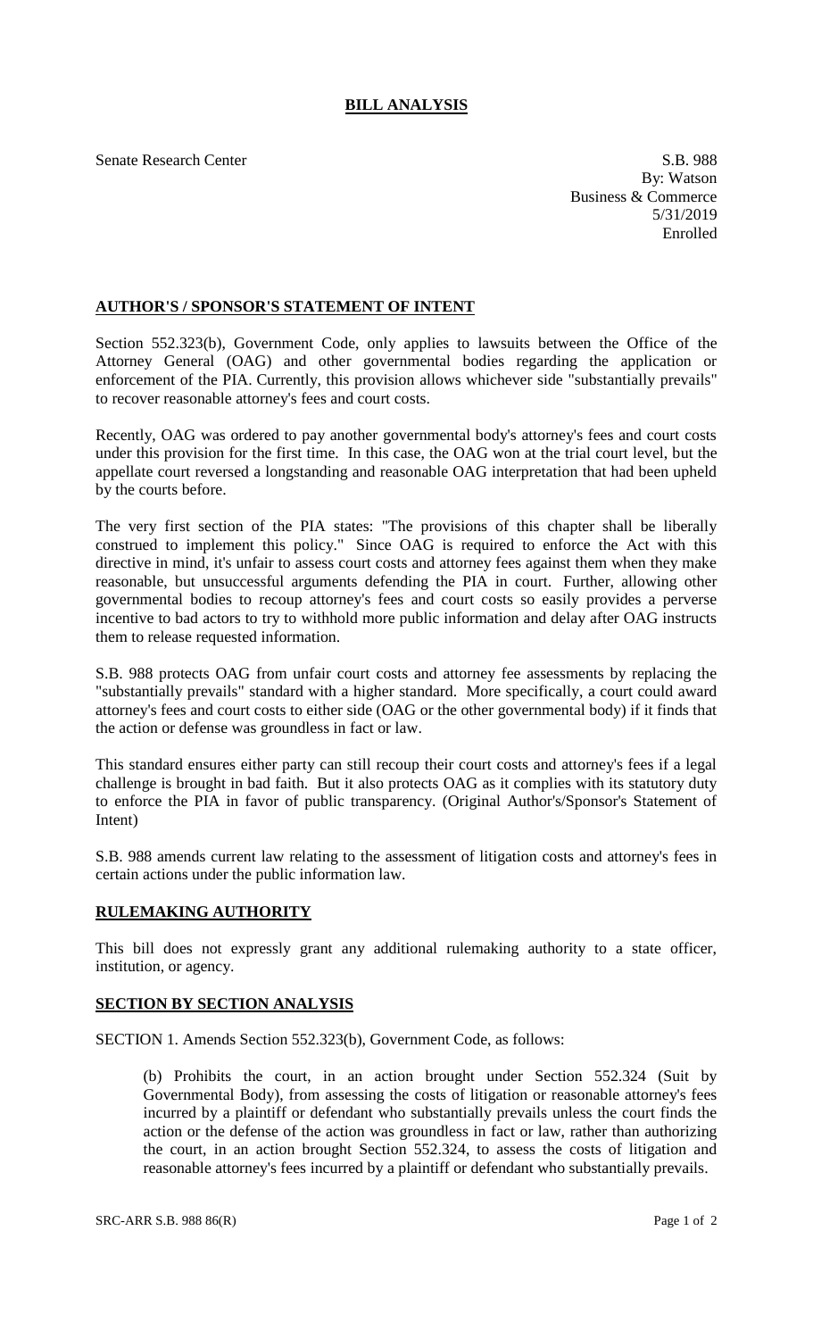# BILL ANALYSIS

Senate Research Center

S.B. 988
By: Watson
Business & Commerce
5/31/2019
Enrolled

## AUTHOR'S / SPONSOR'S STATEMENT OF INTENT

Section 552.323(b), Government Code, only applies to lawsuits between the Office of the Attorney General (OAG) and other governmental bodies regarding the application or enforcement of the PIA. Currently, this provision allows whichever side "substantially prevails" to recover reasonable attorney's fees and court costs.

Recently, OAG was ordered to pay another governmental body's attorney's fees and court costs under this provision for the first time. In this case, the OAG won at the trial court level, but the appellate court reversed a longstanding and reasonable OAG interpretation that had been upheld by the courts before.

The very first section of the PIA states: "The provisions of this chapter shall be liberally construed to implement this policy." Since OAG is required to enforce the Act with this directive in mind, it's unfair to assess court costs and attorney fees against them when they make reasonable, but unsuccessful arguments defending the PIA in court. Further, allowing other governmental bodies to recoup attorney's fees and court costs so easily provides a perverse incentive to bad actors to try to withhold more public information and delay after OAG instructs them to release requested information.

S.B. 988 protects OAG from unfair court costs and attorney fee assessments by replacing the "substantially prevails" standard with a higher standard. More specifically, a court could award attorney's fees and court costs to either side (OAG or the other governmental body) if it finds that the action or defense was groundless in fact or law.

This standard ensures either party can still recoup their court costs and attorney's fees if a legal challenge is brought in bad faith. But it also protects OAG as it complies with its statutory duty to enforce the PIA in favor of public transparency. (Original Author's/Sponsor's Statement of Intent)

S.B. 988 amends current law relating to the assessment of litigation costs and attorney's fees in certain actions under the public information law.

## RULEMAKING AUTHORITY

This bill does not expressly grant any additional rulemaking authority to a state officer, institution, or agency.

## SECTION BY SECTION ANALYSIS

SECTION 1. Amends Section 552.323(b), Government Code, as follows:

(b) Prohibits the court, in an action brought under Section 552.324 (Suit by Governmental Body), from assessing the costs of litigation or reasonable attorney's fees incurred by a plaintiff or defendant who substantially prevails unless the court finds the action or the defense of the action was groundless in fact or law, rather than authorizing the court, in an action brought Section 552.324, to assess the costs of litigation and reasonable attorney's fees incurred by a plaintiff or defendant who substantially prevails.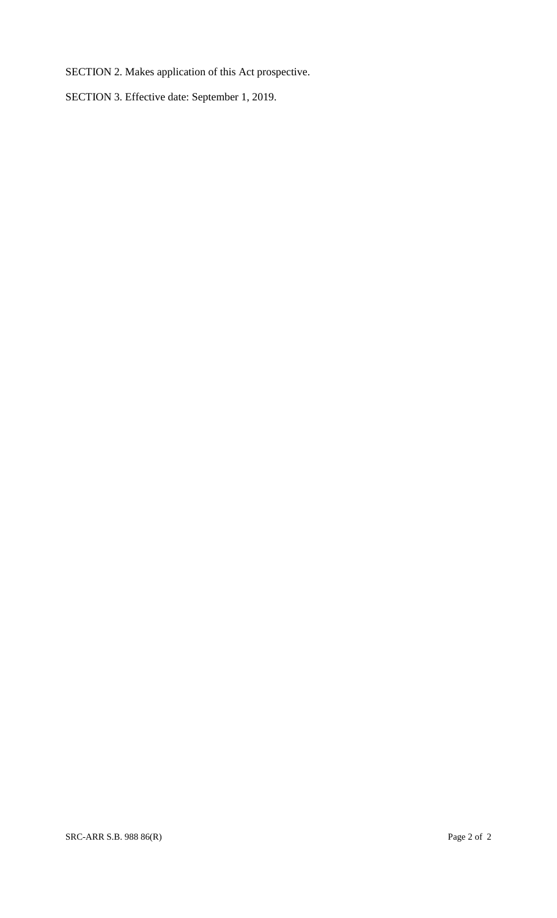SECTION 2. Makes application of this Act prospective.

SECTION 3. Effective date: September 1, 2019.